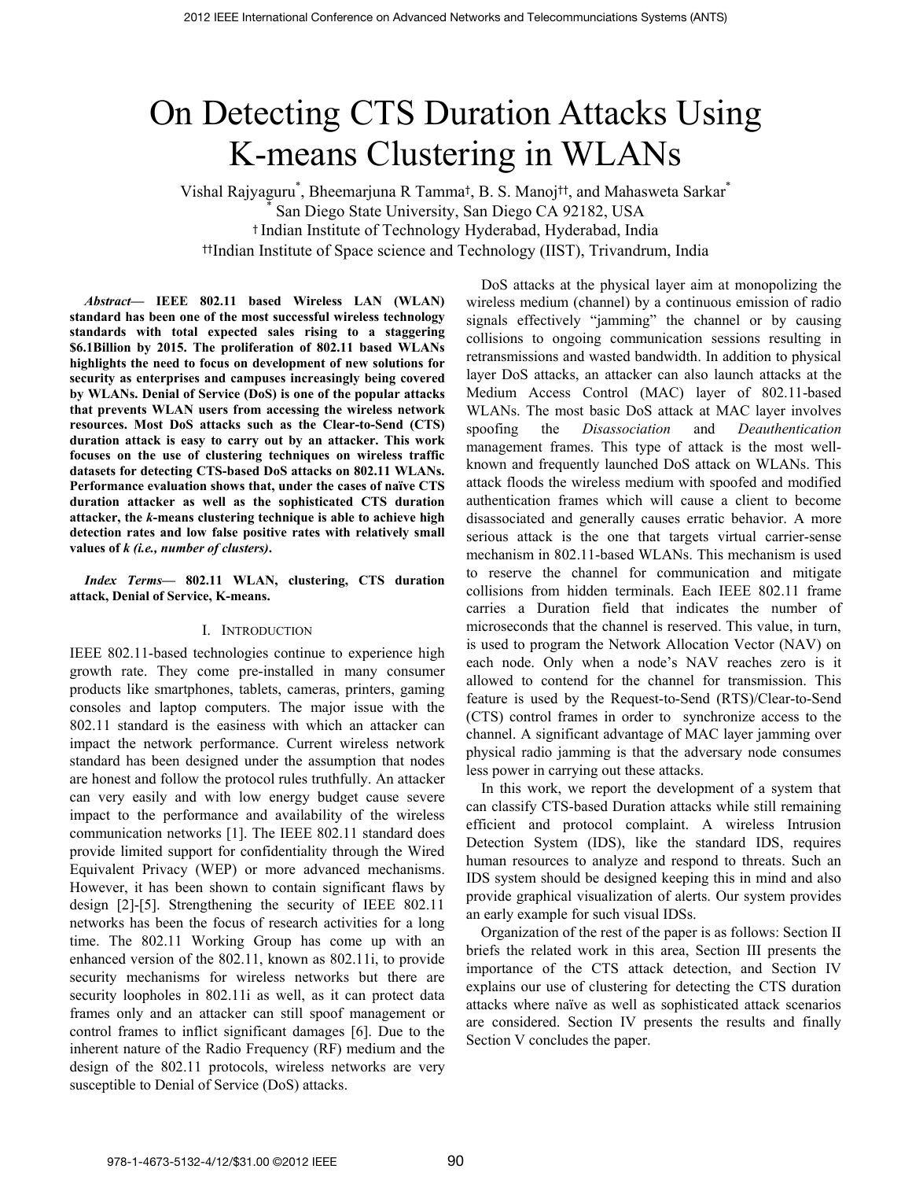# On Detecting CTS Duration Attacks Using K-means Clustering in WLANs

Vishal Rajyaguru[*], Bheemarjuna R Tamma†, B. S. Manoj††, and Mahasweta Sarkar[*]

[*] San Diego State University, San Diego CA 92182, USA

† Indian Institute of Technology Hyderabad, Hyderabad, India

††Indian Institute of Space science and Technology (IIST), Trivandrum, India

***Abstract*— IEEE 802.11 based Wireless LAN (WLAN) standard has been one of the most successful wireless technology standards with total expected sales rising to a staggering $6.1Billion by 2015. The proliferation of 802.11 based WLANs highlights the need to focus on development of new solutions for security as enterprises and campuses increasingly being covered by WLANs. Denial of Service (DoS) is one of the popular attacks that prevents WLAN users from accessing the wireless network resources. Most DoS attacks such as the Clear-to-Send (CTS) duration attack is easy to carry out by an attacker. This work focuses on the use of clustering techniques on wireless traffic datasets for detecting CTS-based DoS attacks on 802.11 WLANs. Performance evaluation shows that, under the cases of naïve CTS duration attacker as well as the sophisticated CTS duration attacker, the *k*-means clustering technique is able to achieve high detection rates and low false positive rates with relatively small values of *k (i.e., number of clusters)*.**

***Index Terms*— 802.11 WLAN, clustering, CTS duration attack, Denial of Service, K-means.**

## I. Introduction

IEEE 802.11-based technologies continue to experience high growth rate. They come pre-installed in many consumer products like smartphones, tablets, cameras, printers, gaming consoles and laptop computers. The major issue with the 802.11 standard is the easiness with which an attacker can impact the network performance. Current wireless network standard has been designed under the assumption that nodes are honest and follow the protocol rules truthfully. An attacker can very easily and with low energy budget cause severe impact to the performance and availability of the wireless communication networks [1]. The IEEE 802.11 standard does provide limited support for confidentiality through the Wired Equivalent Privacy (WEP) or more advanced mechanisms. However, it has been shown to contain significant flaws by design [2]-[5]. Strengthening the security of IEEE 802.11 networks has been the focus of research activities for a long time. The 802.11 Working Group has come up with an enhanced version of the 802.11, known as 802.11i, to provide security mechanisms for wireless networks but there are security loopholes in 802.11i as well, as it can protect data frames only and an attacker can still spoof management or control frames to inflict significant damages [6]. Due to the inherent nature of the Radio Frequency (RF) medium and the design of the 802.11 protocols, wireless networks are very susceptible to Denial of Service (DoS) attacks.

DoS attacks at the physical layer aim at monopolizing the wireless medium (channel) by a continuous emission of radio signals effectively "jamming" the channel or by causing collisions to ongoing communication sessions resulting in retransmissions and wasted bandwidth. In addition to physical layer DoS attacks, an attacker can also launch attacks at the Medium Access Control (MAC) layer of 802.11-based WLANs. The most basic DoS attack at MAC layer involves spoofing the *Disassociation* and *Deauthentication* management frames. This type of attack is the most well-known and frequently launched DoS attack on WLANs. This attack floods the wireless medium with spoofed and modified authentication frames which will cause a client to become disassociated and generally causes erratic behavior. A more serious attack is the one that targets virtual carrier-sense mechanism in 802.11-based WLANs. This mechanism is used to reserve the channel for communication and mitigate collisions from hidden terminals. Each IEEE 802.11 frame carries a Duration field that indicates the number of microseconds that the channel is reserved. This value, in turn, is used to program the Network Allocation Vector (NAV) on each node. Only when a node's NAV reaches zero is it allowed to contend for the channel for transmission. This feature is used by the Request-to-Send (RTS)/Clear-to-Send (CTS) control frames in order to synchronize access to the channel. A significant advantage of MAC layer jamming over physical radio jamming is that the adversary node consumes less power in carrying out these attacks.

In this work, we report the development of a system that can classify CTS-based Duration attacks while still remaining efficient and protocol complaint. A wireless Intrusion Detection System (IDS), like the standard IDS, requires human resources to analyze and respond to threats. Such an IDS system should be designed keeping this in mind and also provide graphical visualization of alerts. Our system provides an early example for such visual IDSs.

Organization of the rest of the paper is as follows: Section II briefs the related work in this area, Section III presents the importance of the CTS attack detection, and Section IV explains our use of clustering for detecting the CTS duration attacks where naïve as well as sophisticated attack scenarios are considered. Section IV presents the results and finally Section V concludes the paper.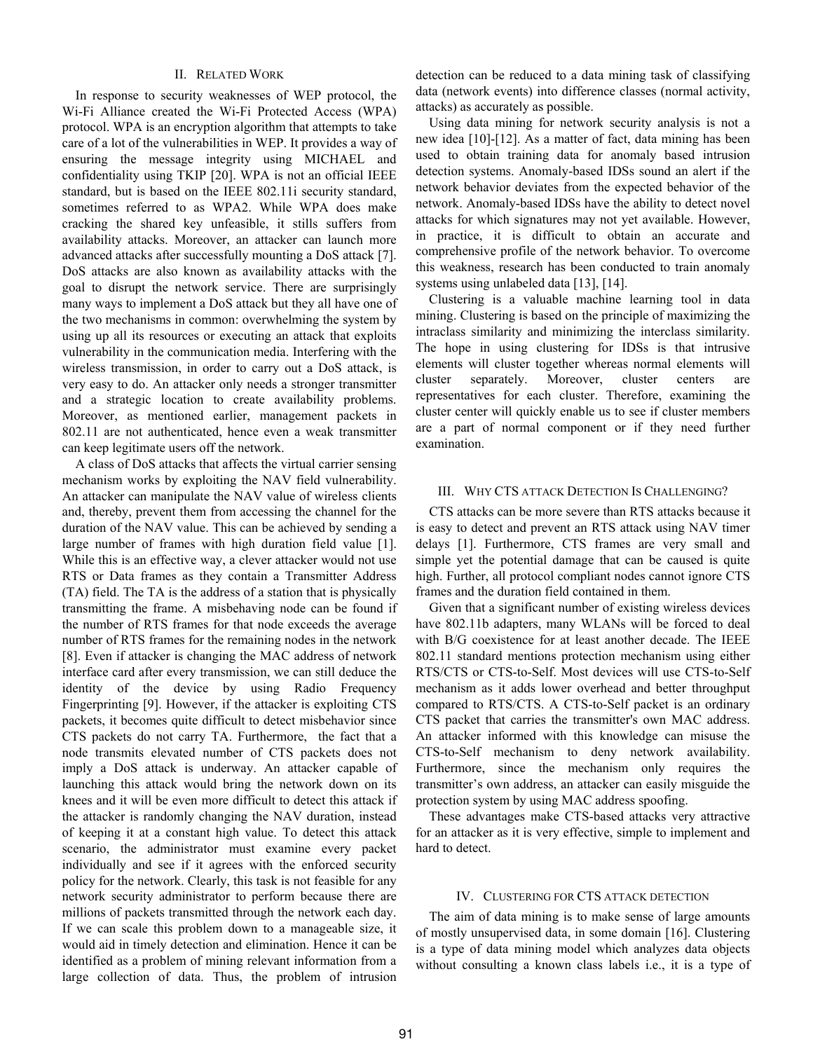## II. RELATED WORK

In response to security weaknesses of WEP protocol, the Wi-Fi Alliance created the Wi-Fi Protected Access (WPA) protocol. WPA is an encryption algorithm that attempts to take care of a lot of the vulnerabilities in WEP. It provides a way of ensuring the message integrity using MICHAEL and confidentiality using TKIP [20]. WPA is not an official IEEE standard, but is based on the IEEE 802.11i security standard, sometimes referred to as WPA2. While WPA does make cracking the shared key unfeasible, it stills suffers from availability attacks. Moreover, an attacker can launch more advanced attacks after successfully mounting a DoS attack [7]. DoS attacks are also known as availability attacks with the goal to disrupt the network service. There are surprisingly many ways to implement a DoS attack but they all have one of the two mechanisms in common: overwhelming the system by using up all its resources or executing an attack that exploits vulnerability in the communication media. Interfering with the wireless transmission, in order to carry out a DoS attack, is very easy to do. An attacker only needs a stronger transmitter and a strategic location to create availability problems. Moreover, as mentioned earlier, management packets in 802.11 are not authenticated, hence even a weak transmitter can keep legitimate users off the network.

A class of DoS attacks that affects the virtual carrier sensing mechanism works by exploiting the NAV field vulnerability. An attacker can manipulate the NAV value of wireless clients and, thereby, prevent them from accessing the channel for the duration of the NAV value. This can be achieved by sending a large number of frames with high duration field value [1]. While this is an effective way, a clever attacker would not use RTS or Data frames as they contain a Transmitter Address (TA) field. The TA is the address of a station that is physically transmitting the frame. A misbehaving node can be found if the number of RTS frames for that node exceeds the average number of RTS frames for the remaining nodes in the network [8]. Even if attacker is changing the MAC address of network interface card after every transmission, we can still deduce the identity of the device by using Radio Frequency Fingerprinting [9]. However, if the attacker is exploiting CTS packets, it becomes quite difficult to detect misbehavior since CTS packets do not carry TA. Furthermore, the fact that a node transmits elevated number of CTS packets does not imply a DoS attack is underway. An attacker capable of launching this attack would bring the network down on its knees and it will be even more difficult to detect this attack if the attacker is randomly changing the NAV duration, instead of keeping it at a constant high value. To detect this attack scenario, the administrator must examine every packet individually and see if it agrees with the enforced security policy for the network. Clearly, this task is not feasible for any network security administrator to perform because there are millions of packets transmitted through the network each day. If we can scale this problem down to a manageable size, it would aid in timely detection and elimination. Hence it can be identified as a problem of mining relevant information from a large collection of data. Thus, the problem of intrusion detection can be reduced to a data mining task of classifying data (network events) into difference classes (normal activity, attacks) as accurately as possible.

Using data mining for network security analysis is not a new idea [10]-[12]. As a matter of fact, data mining has been used to obtain training data for anomaly based intrusion detection systems. Anomaly-based IDSs sound an alert if the network behavior deviates from the expected behavior of the network. Anomaly-based IDSs have the ability to detect novel attacks for which signatures may not yet available. However, in practice, it is difficult to obtain an accurate and comprehensive profile of the network behavior. To overcome this weakness, research has been conducted to train anomaly systems using unlabeled data [13], [14].

Clustering is a valuable machine learning tool in data mining. Clustering is based on the principle of maximizing the intraclass similarity and minimizing the interclass similarity. The hope in using clustering for IDSs is that intrusive elements will cluster together whereas normal elements will cluster separately. Moreover, cluster centers are representatives for each cluster. Therefore, examining the cluster center will quickly enable us to see if cluster members are a part of normal component or if they need further examination.

## III. WHY CTS ATTACK DETECTION IS CHALLENGING?

CTS attacks can be more severe than RTS attacks because it is easy to detect and prevent an RTS attack using NAV timer delays [1]. Furthermore, CTS frames are very small and simple yet the potential damage that can be caused is quite high. Further, all protocol compliant nodes cannot ignore CTS frames and the duration field contained in them.

Given that a significant number of existing wireless devices have 802.11b adapters, many WLANs will be forced to deal with B/G coexistence for at least another decade. The IEEE 802.11 standard mentions protection mechanism using either RTS/CTS or CTS-to-Self. Most devices will use CTS-to-Self mechanism as it adds lower overhead and better throughput compared to RTS/CTS. A CTS-to-Self packet is an ordinary CTS packet that carries the transmitter's own MAC address. An attacker informed with this knowledge can misuse the CTS-to-Self mechanism to deny network availability. Furthermore, since the mechanism only requires the transmitter's own address, an attacker can easily misguide the protection system by using MAC address spoofing.

These advantages make CTS-based attacks very attractive for an attacker as it is very effective, simple to implement and hard to detect.

## IV. CLUSTERING FOR CTS ATTACK DETECTION

The aim of data mining is to make sense of large amounts of mostly unsupervised data, in some domain [16]. Clustering is a type of data mining model which analyzes data objects without consulting a known class labels i.e., it is a type of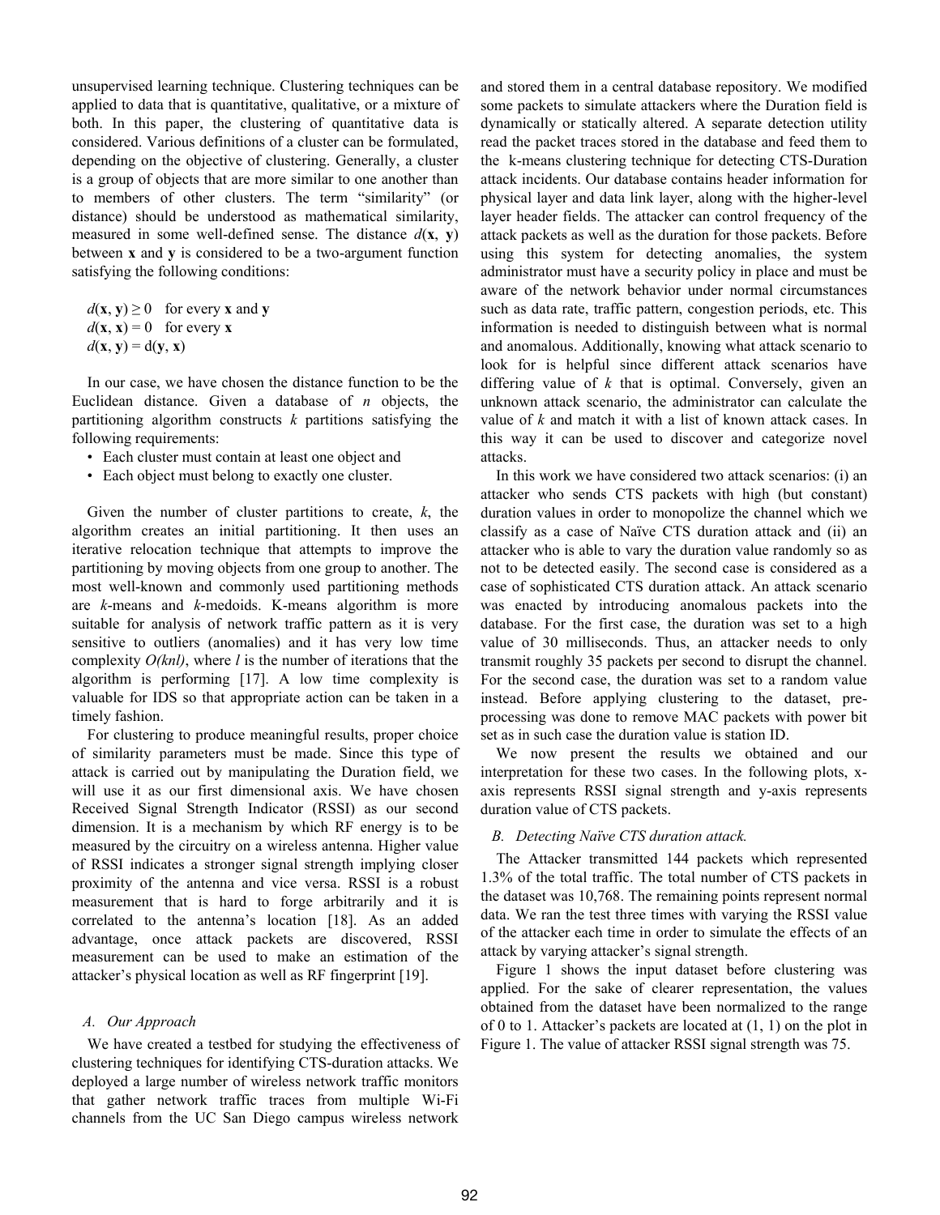unsupervised learning technique. Clustering techniques can be applied to data that is quantitative, qualitative, or a mixture of both. In this paper, the clustering of quantitative data is considered. Various definitions of a cluster can be formulated, depending on the objective of clustering. Generally, a cluster is a group of objects that are more similar to one another than to members of other clusters. The term "similarity" (or distance) should be understood as mathematical similarity, measured in some well-defined sense. The distance $d(\mathbf{x}, \mathbf{y})$ between **x** and **y** is considered to be a two-argument function satisfying the following conditions:

$d(\mathbf{x}, \mathbf{y}) \geq 0$ for every **x** and **y**
$d(\mathbf{x}, \mathbf{x}) = 0$ for every **x**
$d(\mathbf{x}, \mathbf{y}) = d(\mathbf{y}, \mathbf{x})$

In our case, we have chosen the distance function to be the Euclidean distance. Given a database of $n$ objects, the partitioning algorithm constructs $k$ partitions satisfying the following requirements:

- Each cluster must contain at least one object and
- Each object must belong to exactly one cluster.

Given the number of cluster partitions to create, $k$, the algorithm creates an initial partitioning. It then uses an iterative relocation technique that attempts to improve the partitioning by moving objects from one group to another. The most well-known and commonly used partitioning methods are $k$-means and $k$-medoids. K-means algorithm is more suitable for analysis of network traffic pattern as it is very sensitive to outliers (anomalies) and it has very low time complexity $O(knl)$, where $l$ is the number of iterations that the algorithm is performing [17]. A low time complexity is valuable for IDS so that appropriate action can be taken in a timely fashion.

For clustering to produce meaningful results, proper choice of similarity parameters must be made. Since this type of attack is carried out by manipulating the Duration field, we will use it as our first dimensional axis. We have chosen Received Signal Strength Indicator (RSSI) as our second dimension. It is a mechanism by which RF energy is to be measured by the circuitry on a wireless antenna. Higher value of RSSI indicates a stronger signal strength implying closer proximity of the antenna and vice versa. RSSI is a robust measurement that is hard to forge arbitrarily and it is correlated to the antenna's location [18]. As an added advantage, once attack packets are discovered, RSSI measurement can be used to make an estimation of the attacker's physical location as well as RF fingerprint [19].

### *A. Our Approach*

We have created a testbed for studying the effectiveness of clustering techniques for identifying CTS-duration attacks. We deployed a large number of wireless network traffic monitors that gather network traffic traces from multiple Wi-Fi channels from the UC San Diego campus wireless network and stored them in a central database repository. We modified some packets to simulate attackers where the Duration field is dynamically or statically altered. A separate detection utility read the packet traces stored in the database and feed them to the k-means clustering technique for detecting CTS-Duration attack incidents. Our database contains header information for physical layer and data link layer, along with the higher-level layer header fields. The attacker can control frequency of the attack packets as well as the duration for those packets. Before using this system for detecting anomalies, the system administrator must have a security policy in place and must be aware of the network behavior under normal circumstances such as data rate, traffic pattern, congestion periods, etc. This information is needed to distinguish between what is normal and anomalous. Additionally, knowing what attack scenario to look for is helpful since different attack scenarios have differing value of $k$ that is optimal. Conversely, given an unknown attack scenario, the administrator can calculate the value of $k$ and match it with a list of known attack cases. In this way it can be used to discover and categorize novel attacks.

In this work we have considered two attack scenarios: (i) an attacker who sends CTS packets with high (but constant) duration values in order to monopolize the channel which we classify as a case of Naïve CTS duration attack and (ii) an attacker who is able to vary the duration value randomly so as not to be detected easily. The second case is considered as a case of sophisticated CTS duration attack. An attack scenario was enacted by introducing anomalous packets into the database. For the first case, the duration was set to a high value of 30 milliseconds. Thus, an attacker needs to only transmit roughly 35 packets per second to disrupt the channel. For the second case, the duration was set to a random value instead. Before applying clustering to the dataset, pre-processing was done to remove MAC packets with power bit set as in such case the duration value is station ID.

We now present the results we obtained and our interpretation for these two cases. In the following plots, x-axis represents RSSI signal strength and y-axis represents duration value of CTS packets.

### *B. Detecting Naïve CTS duration attack.*

The Attacker transmitted 144 packets which represented 1.3% of the total traffic. The total number of CTS packets in the dataset was 10,768. The remaining points represent normal data. We ran the test three times with varying the RSSI value of the attacker each time in order to simulate the effects of an attack by varying attacker's signal strength.

Figure 1 shows the input dataset before clustering was applied. For the sake of clearer representation, the values obtained from the dataset have been normalized to the range of 0 to 1. Attacker's packets are located at (1, 1) on the plot in Figure 1. The value of attacker RSSI signal strength was 75.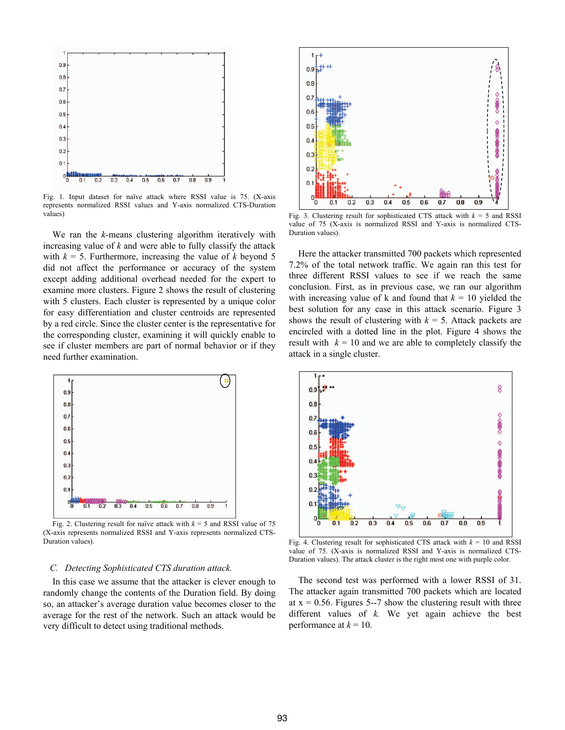0.9
0.8
0.7
0.6
0.5
0.4
0.3
0.2
0.1
0
0 0.1 0.2 0.3 0.4 0.5 0.6 0.7 0.8 0.9 1

Fig. 1. Input dataset for naïve attack where RSSI value is 75. (X-axis represents normalized RSSI values and Y-axis normalized CTS-Duration values)

We ran the $k$-means clustering algorithm iteratively with increasing value of $k$ and were able to fully classify the attack with $k$ = 5. Furthermore, increasing the value of $k$ beyond 5 did not affect the performance or accuracy of the system except adding additional overhead needed for the expert to examine more clusters. Figure 2 shows the result of clustering with 5 clusters. Each cluster is represented by a unique color for easy differentiation and cluster centroids are represented by a red circle. Since the cluster center is the representative for the corresponding cluster, examining it will quickly enable to see if cluster members are part of normal behavior or if they need further examination.

1
0.9
0.8
0.7
0.6
0.5
0.4
0.3
0.2
0.1
0
0 0.1 0.2 0.3 0.4 0.5 0.6 0.7 0.8 0.9 1

Fig. 2. Clustering result for naïve attack with $k$ = 5 and RSSI value of 75 (X-axis represents normalized RSSI and Y-axis represents normalized CTS-Duration values).

### C. *Detecting Sophisticated CTS duration attack.*

In this case we assume that the attacker is clever enough to randomly change the contents of the Duration field. By doing so, an attacker's average duration value becomes closer to the average for the rest of the network. Such an attack would be very difficult to detect using traditional methods.

1
0.9
0.8
0.7
0.6
0.5
0.4
0.3
0.2
0.1
0
0 0.1 0.2 0.3 0.4 0.5 0.6 0.7 0.8 0.9 1

Fig. 3. Clustering result for sophisticated CTS attack with $k$ = 5 and RSSI value of 75 (X-axis is normalized RSSI and Y-axis is normalized CTS-Duration values).

Here the attacker transmitted 700 packets which represented 7.2% of the total network traffic. We again ran this test for three different RSSI values to see if we reach the same conclusion. First, as in previous case, we ran our algorithm with increasing value of k and found that $k$ = 10 yielded the best solution for any case in this attack scenario. Figure 3 shows the result of clustering with $k$ = 5. Attack packets are encircled with a dotted line in the plot. Figure 4 shows the result with $k$ = 10 and we are able to completely classify the attack in a single cluster.

1
0.9
0.8
0.7
0.6
0.5
0.4
0.3
0.2
0.1
0
0 0.1 0.2 0.3 0.4 0.5 0.6 0.7 0.8 0.9 1

Fig. 4. Clustering result for sophisticated CTS attack with $k$ = 10 and RSSI value of 75. (X-axis is normalized RSSI and Y-axis is normalized CTS-Duration values). The attack cluster is the right most one with purple color.

The second test was performed with a lower RSSI of 31. The attacker again transmitted 700 packets which are located at x = 0.56. Figures 5--7 show the clustering result with three different values of $k$. We yet again achieve the best performance at $k$ = 10.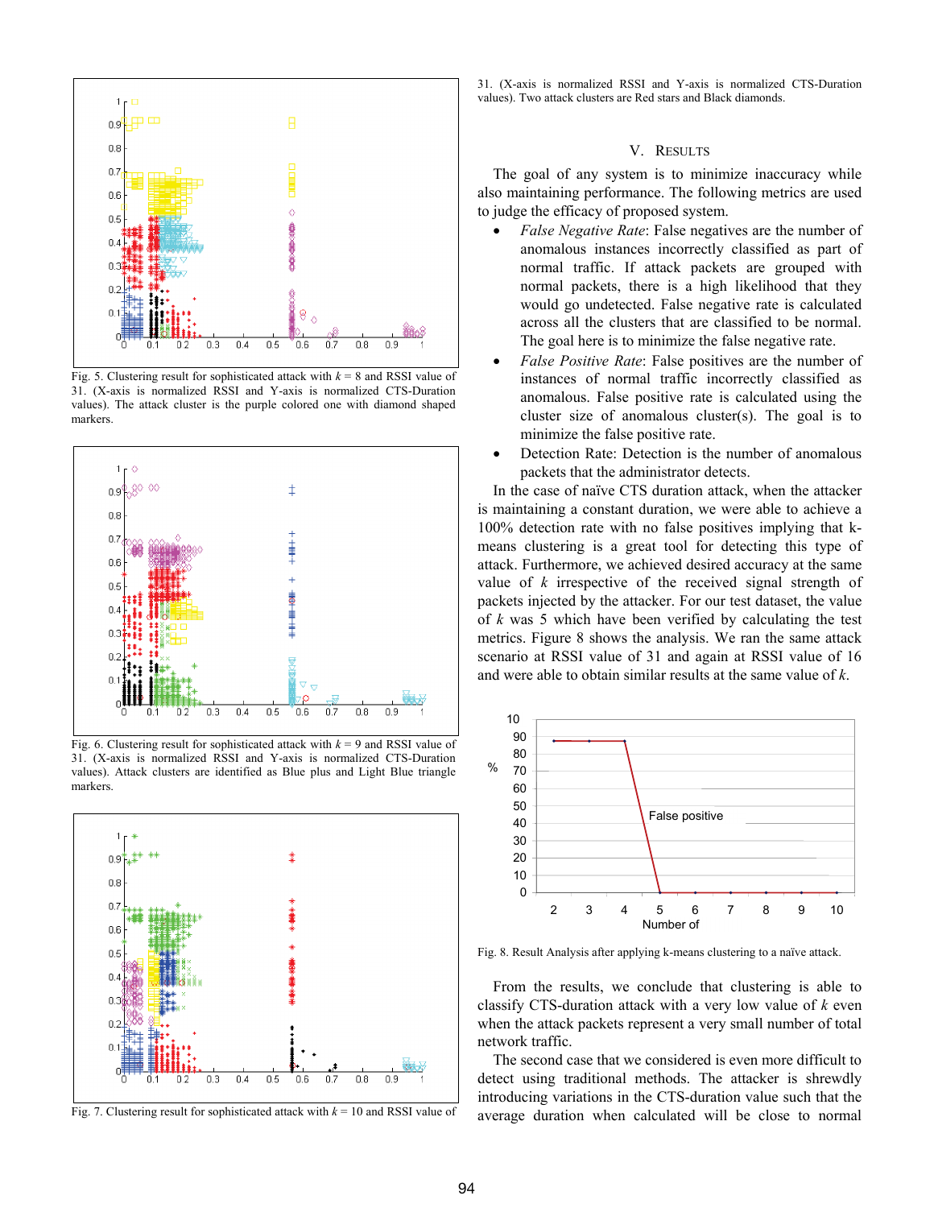1
0.9
0.8
0.7
0.6
0.5
0.4
0.3
0.2
0.1
0
0 0.1 0.2 0.3 0.4 0.5 0.6 0.7 0.8 0.9 1

Fig. 5. Clustering result for sophisticated attack with $k$ = 8 and RSSI value of 31. (X-axis is normalized RSSI and Y-axis is normalized CTS-Duration values). The attack cluster is the purple colored one with diamond shaped markers.

1
0.9
0.8
0.7
0.6
0.5
0.4
0.3
0.2
0.1
0
0 0.1 0.2 0.3 0.4 0.5 0.6 0.7 0.8 0.9 1

Fig. 6. Clustering result for sophisticated attack with $k$ = 9 and RSSI value of 31. (X-axis is normalized RSSI and Y-axis is normalized CTS-Duration values). Attack clusters are identified as Blue plus and Light Blue triangle markers.

1
0.9
0.8
0.7
0.6
0.5
0.4
0.3
0.2
0.1
0
0 0.1 0.2 0.3 0.4 0.5 0.6 0.7 0.8 0.9 1

Fig. 7. Clustering result for sophisticated attack with $k$ = 10 and RSSI value of 31. (X-axis is normalized RSSI and Y-axis is normalized CTS-Duration values). Two attack clusters are Red stars and Black diamonds.

## V. Results

The goal of any system is to minimize inaccuracy while also maintaining performance. The following metrics are used to judge the efficacy of proposed system.

- *False Negative Rate*: False negatives are the number of anomalous instances incorrectly classified as part of normal traffic. If attack packets are grouped with normal packets, there is a high likelihood that they would go undetected. False negative rate is calculated across all the clusters that are classified to be normal. The goal here is to minimize the false negative rate.
- *False Positive Rate*: False positives are the number of instances of normal traffic incorrectly classified as anomalous. False positive rate is calculated using the cluster size of anomalous cluster(s). The goal is to minimize the false positive rate.
- Detection Rate: Detection is the number of anomalous packets that the administrator detects.

In the case of naïve CTS duration attack, when the attacker is maintaining a constant duration, we were able to achieve a 100% detection rate with no false positives implying that k-means clustering is a great tool for detecting this type of attack. Furthermore, we achieved desired accuracy at the same value of $k$ irrespective of the received signal strength of packets injected by the attacker. For our test dataset, the value of $k$ was 5 which have been verified by calculating the test metrics. Figure 8 shows the analysis. We ran the same scenario at RSSI value of 31 and again at RSSI value of 16 and were able to obtain similar results at the same value of $k$.

%
10
90
80
70
60
50
40
30
20
10
0
False positive
2 3 4 5 6 7 8 9 10
Number of

Fig. 8. Result Analysis after applying k-means clustering to a naïve attack.

From the results, we conclude that clustering is able to classify CTS-duration attack with a very low value of $k$ even when the attack packets represent a very small number of total network traffic.

The second case that we considered is even more difficult to detect using traditional methods. The attacker is shrewdly introducing variations in the CTS-duration value such that the average duration when calculated will be close to normal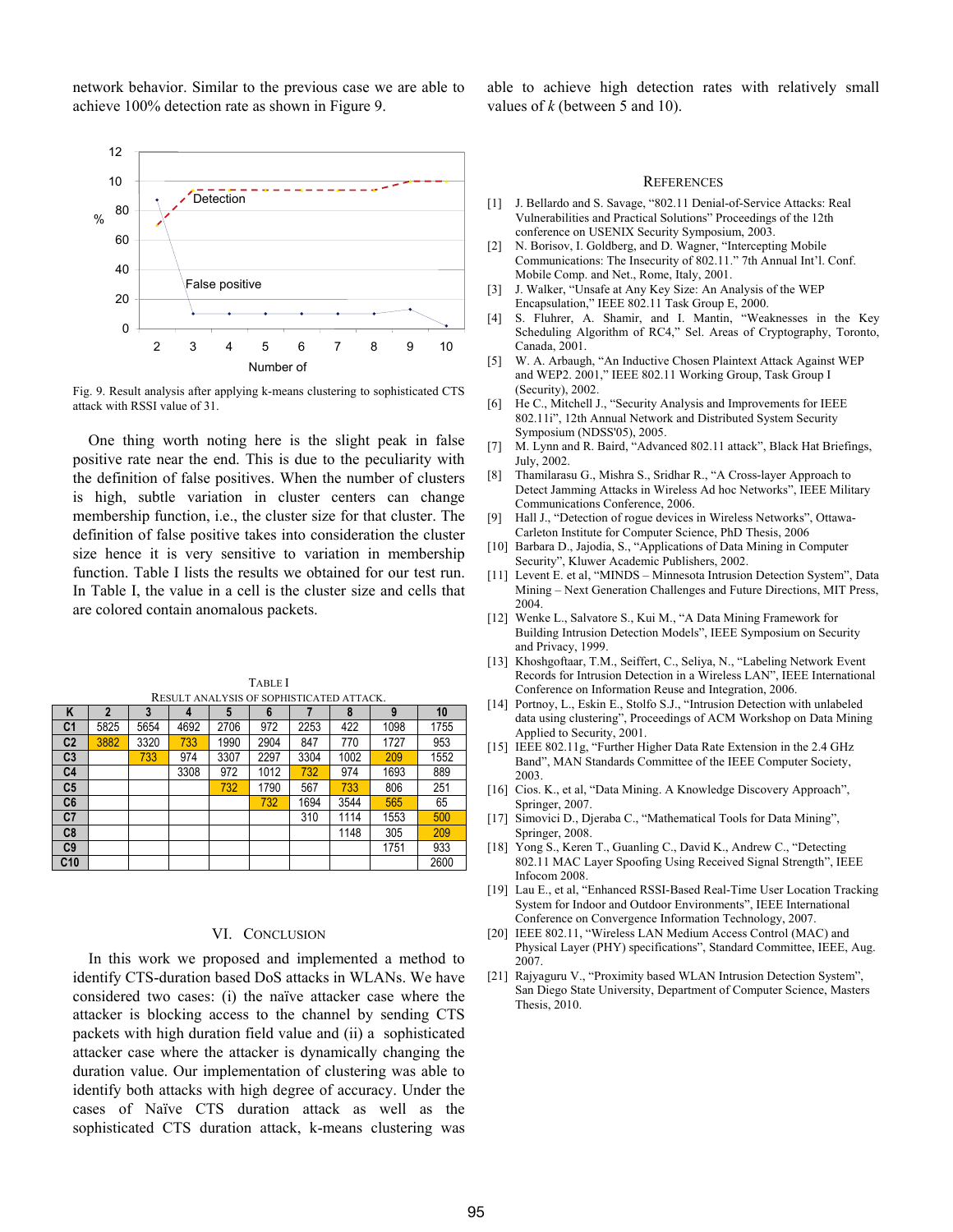network behavior. Similar to the previous case we are able to achieve 100% detection rate as shown in Figure 9.

12
10
%
80
60
40
20
0
2 3 4 5 6 7 8 9 10
Number of
Detection
False positive

Fig. 9. Result analysis after applying k-means clustering to sophisticated CTS attack with RSSI value of 31.

One thing worth noting here is the slight peak in false positive rate near the end. This is due to the peculiarity with the definition of false positives. When the number of clusters is high, subtle variation in cluster centers can change membership function, i.e., the cluster size for that cluster. The definition of false positives takes into consideration the cluster size hence it is very sensitive to variation in membership function. Table I lists the results we obtained for our test run. In Table I, the value in a cell is the cluster size and cells that are colored contain anomalous packets.

TABLE I
RESULT ANALYSIS OF SOPHISTICATED ATTACK.

| K | 2 | 3 | 4 | 5 | 6 | 7 | 8 | 9 | 10 |
|---|---|---|---|---|---|---|---|---|---|
| C1 | 5825 | 5654 | 4692 | 2706 | 972 | 2253 | 422 | 1098 | 1755 |
| C2 | 3882 | 3320 | 733 | 1990 | 2904 | 847 | 770 | 1727 | 953 |
| C3 | | 733 | 974 | 3307 | 2297 | 3304 | 1002 | 209 | 1552 |
| C4 | | | 3308 | 972 | 1012 | 732 | 974 | 1693 | 889 |
| C5 | | | | 732 | 1790 | 567 | 733 | 806 | 251 |
| C6 | | | | | 732 | 1694 | 3544 | 565 | 65 |
| C7 | | | | | | 310 | 1114 | 1553 | 500 |
| C8 | | | | | | | 1148 | 305 | 209 |
| C9 | | | | | | | | 1751 | 933 |
| C10 | | | | | | | | | 2600 |

## VI. Conclusion

In this work we proposed and implemented a method to identify CTS-duration based DoS attacks in WLANs. We have considered two cases: (i) the naïve attacker case where the attacker is blocking access to the channel by sending CTS packets with high duration field value and (ii) a sophisticated attacker case where the attacker is dynamically changing the duration value. Our implementation of clustering was able to identify both attacks with high degree of accuracy. Under the cases of Naïve CTS duration attack as well as the sophisticated CTS duration attack, k-means clustering was able to achieve high detection rates with relatively small values of $k$ (between 5 and 10).

## References

[1] J. Bellardo and S. Savage, "802.11 Denial-of-Service Attacks: Real Vulnerabilities and Practical Solutions" Proceedings of the 12th conference on USENIX Security Symposium, 2003.

[2] N. Borisov, I. Goldberg, and D. Wagner, "Intercepting Mobile Communications: The Insecurity of 802.11." 7th Annual Int'l. Conf. Mobile Comp. and Net., Rome, Italy, 2001.

[3] J. Walker, "Unsafe at Any Key Size: An Analysis of the WEP Encapsulation," IEEE 802.11 Task Group E, 2000.

[4] S. Fluhrer, A. Shamir, and I. Mantin, "Weaknesses in the Key Scheduling Algorithm of RC4," Sel. Areas of Cryptography, Toronto, Canada, 2001.

[5] W. A. Arbaugh, "An Inductive Chosen Plaintext Attack Against WEP and WEP2. 2001," IEEE 802.11 Working Group, Task Group I (Security), 2002.

[6] He C., Mitchell J., "Security Analysis and Improvements for IEEE 802.11i", 12th Annual Network and Distributed System Security Symposium (NDSS'05), 2005.

[7] M. Lynn and R. Baird, "Advanced 802.11 attack", Black Hat Briefings, July, 2002.

[8] Thamilarasu G., Mishra S., Sridhar R., "A Cross-layer Approach to Detect Jamming Attacks in Wireless Ad hoc Networks", IEEE Military Communications Conference, 2006.

[9] Hall J., "Detection of rogue devices in Wireless Networks", Ottawa-Carleton Institute for Computer Science, PhD Thesis, 2006

[10] Barbara D., Jajodia, S., "Applications of Data Mining in Computer Security", Kluwer Academic Publishers, 2002.

[11] Levent E. et al, "MINDS – Minnesota Intrusion Detection System", Data Mining – Next Generation Challenges and Future Directions, MIT Press, 2004.

[12] Wenke L., Salvatore S., Kui M., "A Data Mining Framework for Building Intrusion Detection Models", IEEE Symposium on Security and Privacy, 1999.

[13] Khoshgoftaar, T.M., Seiffert, C., Seliya, N., "Labeling Network Event Records for Intrusion Detection in a Wireless LAN", IEEE International Conference on Information Reuse and Integration, 2006.

[14] Portnoy, L., Eskin E., Stolfo S.J., "Intrusion Detection with unlabeled data using clustering", Proceedings of ACM Workshop on Data Mining Applied to Security, 2001.

[15] IEEE 802.11g, "Further Higher Data Rate Extension in the 2.4 GHz Band", MAN Standards Committee of the IEEE Computer Society, 2003.

[16] Cios. K., et al, "Data Mining. A Knowledge Discovery Approach", Springer, 2007.

[17] Simovici D., Djeraba C., "Mathematical Tools for Data Mining", Springer, 2008.

[18] Yong S., Keren T., Guanling C., David K., Andrew C., "Detecting 802.11 MAC Layer Spoofing Using Received Signal Strength", IEEE Infocom 2008.

[19] Lau E., et al, "Enhanced RSSI-Based Real-Time User Location Tracking System for Indoor and Outdoor Environments", IEEE International Conference on Convergence Information Technology, 2007.

[20] IEEE 802.11, "Wireless LAN Medium Access Control (MAC) and Physical Layer (PHY) specifications", Standard Committee, IEEE, Aug. 2007.

[21] Rajyaguru V., "Proximity based WLAN Intrusion Detection System", San Diego State University, Department of Computer Science, Masters Thesis, 2010.